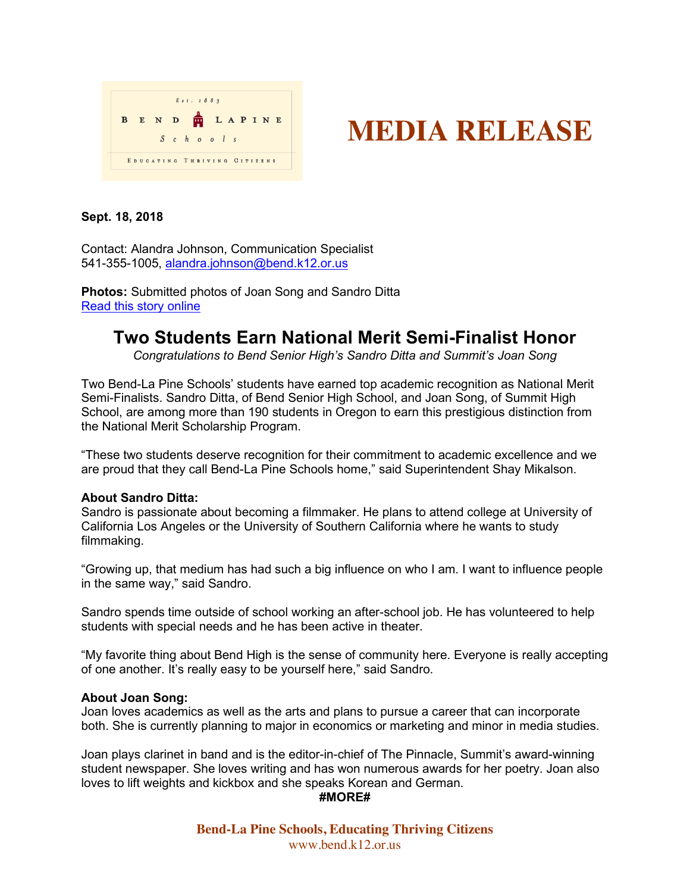Est. 1883

BEND LAPINE Schools

EDUCATING THRIVING CITIZENS

# MEDIA RELEASE

**Sept. 18, 2018**

Contact: Alandra Johnson, Communication Specialist
541-355-1005, alandra.johnson@bend.k12.or.us

**Photos:** Submitted photos of Joan Song and Sandro Ditta
Read this story online

## Two Students Earn National Merit Semi-Finalist Honor

*Congratulations to Bend Senior High's Sandro Ditta and Summit's Joan Song*

Two Bend-La Pine Schools' students have earned top academic recognition as National Merit Semi-Finalists. Sandro Ditta, of Bend Senior High School, and Joan Song, of Summit High School, are among more than 190 students in Oregon to earn this prestigious distinction from the National Merit Scholarship Program.

"These two students deserve recognition for their commitment to academic excellence and we are proud that they call Bend-La Pine Schools home," said Superintendent Shay Mikalson.

**About Sandro Ditta:**
Sandro is passionate about becoming a filmmaker. He plans to attend college at University of California Los Angeles or the University of Southern California where he wants to study filmmaking.

"Growing up, that medium has had such a big influence on who I am. I want to influence people in the same way," said Sandro.

Sandro spends time outside of school working an after-school job. He has volunteered to help students with special needs and he has been active in theater.

"My favorite thing about Bend High is the sense of community here. Everyone is really accepting of one another. It's really easy to be yourself here," said Sandro.

**About Joan Song:**
Joan loves academics as well as the arts and plans to pursue a career that can incorporate both. She is currently planning to major in economics or marketing and minor in media studies.

Joan plays clarinet in band and is the editor-in-chief of The Pinnacle, Summit's award-winning student newspaper. She loves writing and has won numerous awards for her poetry. Joan also loves to lift weights and kickbox and she speaks Korean and German.

**#MORE#**

**Bend-La Pine Schools, Educating Thriving Citizens**
www.bend.k12.or.us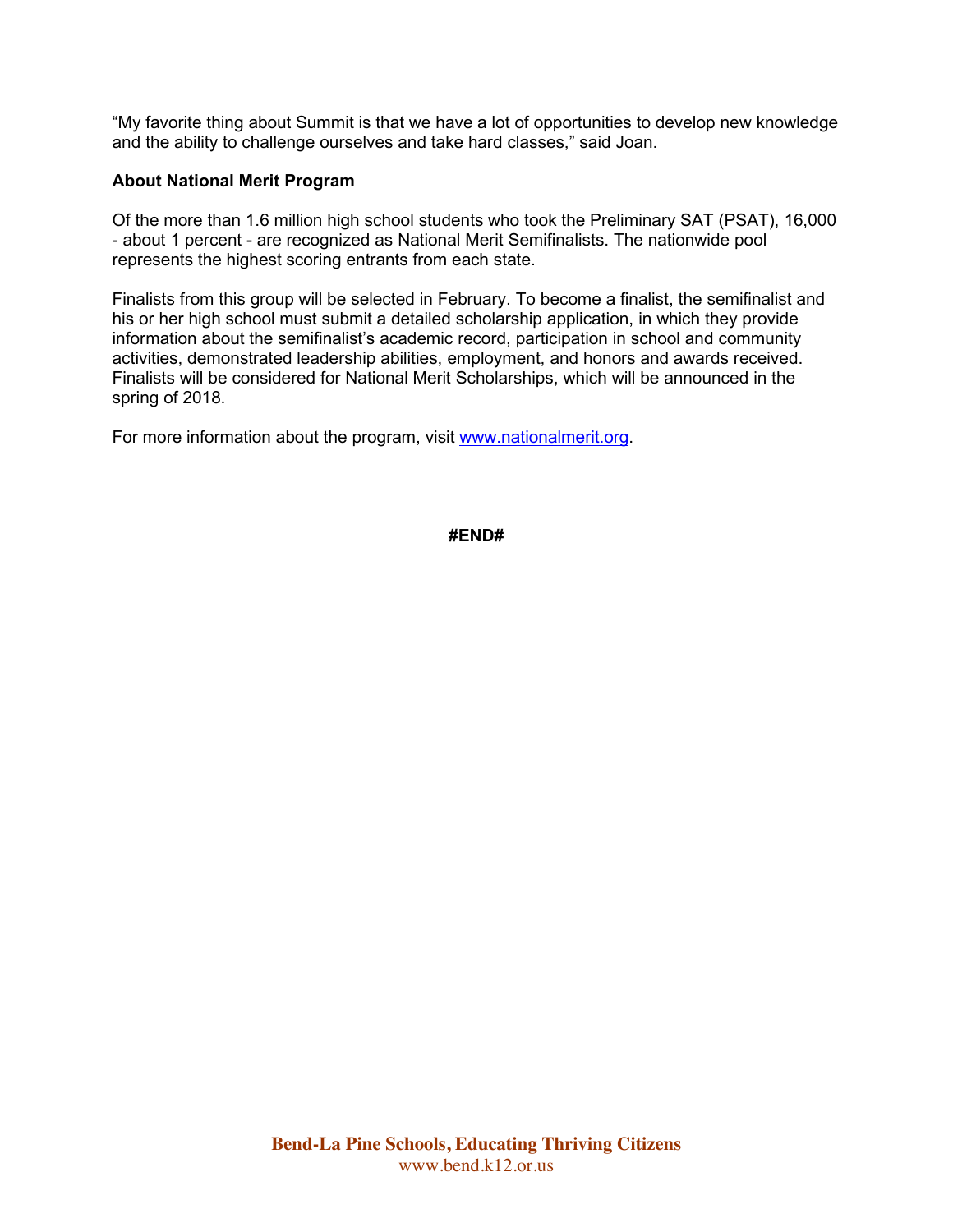"My favorite thing about Summit is that we have a lot of opportunities to develop new knowledge and the ability to challenge ourselves and take hard classes," said Joan.

**About National Merit Program**

Of the more than 1.6 million high school students who took the Preliminary SAT (PSAT), 16,000 - about 1 percent - are recognized as National Merit Semifinalists. The nationwide pool represents the highest scoring entrants from each state.

Finalists from this group will be selected in February. To become a finalist, the semifinalist and his or her high school must submit a detailed scholarship application, in which they provide information about the semifinalist's academic record, participation in school and community activities, demonstrated leadership abilities, employment, and honors and awards received. Finalists will be considered for National Merit Scholarships, which will be announced in the spring of 2018.

For more information about the program, visit [www.nationalmerit.org](http://www.nationalmerit.org).

**#END#**